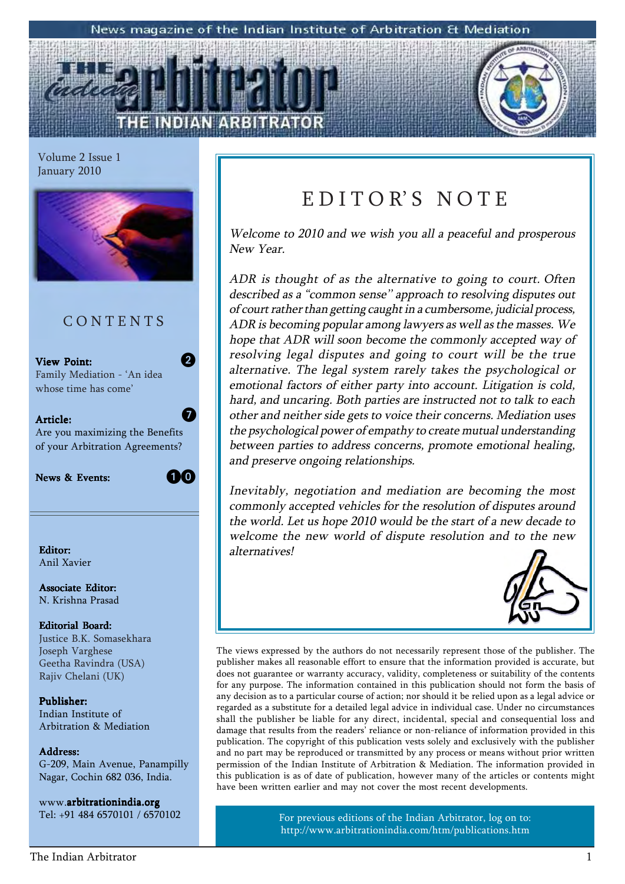News magazine of the Indian Institute of Arbitration & Mediation

# THE INDIAN ARBITRATOR

Volume 2 Issue 1
January 2010

## CONTENTS

**View Point:** 2
Family Mediation - 'An idea whose time has come'

**Article:** 7
Are you maximizing the Benefits of your Arbitration Agreements?

**News & Events:** 10

**Editor:**
Anil Xavier

**Associate Editor:**
N. Krishna Prasad

**Editorial Board:**
Justice B.K. Somasekhara
Joseph Varghese
Geetha Ravindra (USA)
Rajiv Chelani (UK)

**Publisher:**
Indian Institute of Arbitration & Mediation

**Address:**
G-209, Main Avenue, Panampilly Nagar, Cochin 682 036, India.

www.**arbitrationindia.org**
Tel: +91 484 6570101 / 6570102

## EDITOR'S NOTE

*Welcome to 2010 and we wish you all a peaceful and prosperous New Year.*

*ADR is thought of as the alternative to going to court. Often described as a "common sense" approach to resolving disputes out of court rather than getting caught in a cumbersome, judicial process, ADR is becoming popular among lawyers as well as the masses. We hope that ADR will soon become the commonly accepted way of resolving legal disputes and going to court will be the true alternative. The legal system rarely takes the psychological or emotional factors of either party into account. Litigation is cold, hard, and uncaring. Both parties are instructed not to talk to each other and neither side gets to voice their concerns. Mediation uses the psychological power of empathy to create mutual understanding between parties to address concerns, promote emotional healing, and preserve ongoing relationships.*

*Inevitably, negotiation and mediation are becoming the most commonly accepted vehicles for the resolution of disputes around the world. Let us hope 2010 would be the start of a new decade to welcome the new world of dispute resolution and to the new alternatives!*

The views expressed by the authors do not necessarily represent those of the publisher. The publisher makes all reasonable effort to ensure that the information provided is accurate, but does not guarantee or warranty accuracy, validity, completeness or suitability of the contents for any purpose. The information contained in this publication should not form the basis of any decision as to a particular course of action; nor should it be relied upon as a legal advice or regarded as a substitute for a detailed legal advice in individual case. Under no circumstances shall the publisher be liable for any direct, incidental, special and consequential loss and damage that results from the readers' reliance or non-reliance of information provided in this publication. The copyright of this publication vests solely and exclusively with the publisher and no part may be reproduced or transmitted by any process or means without prior written permission of the Indian Institute of Arbitration & Mediation. The information provided in this publication is as of date of publication, however many of the articles or contents might have been written earlier and may not cover the most recent developments.

For previous editions of the Indian Arbitrator, log on to: http://www.arbitrationindia.com/htm/publications.htm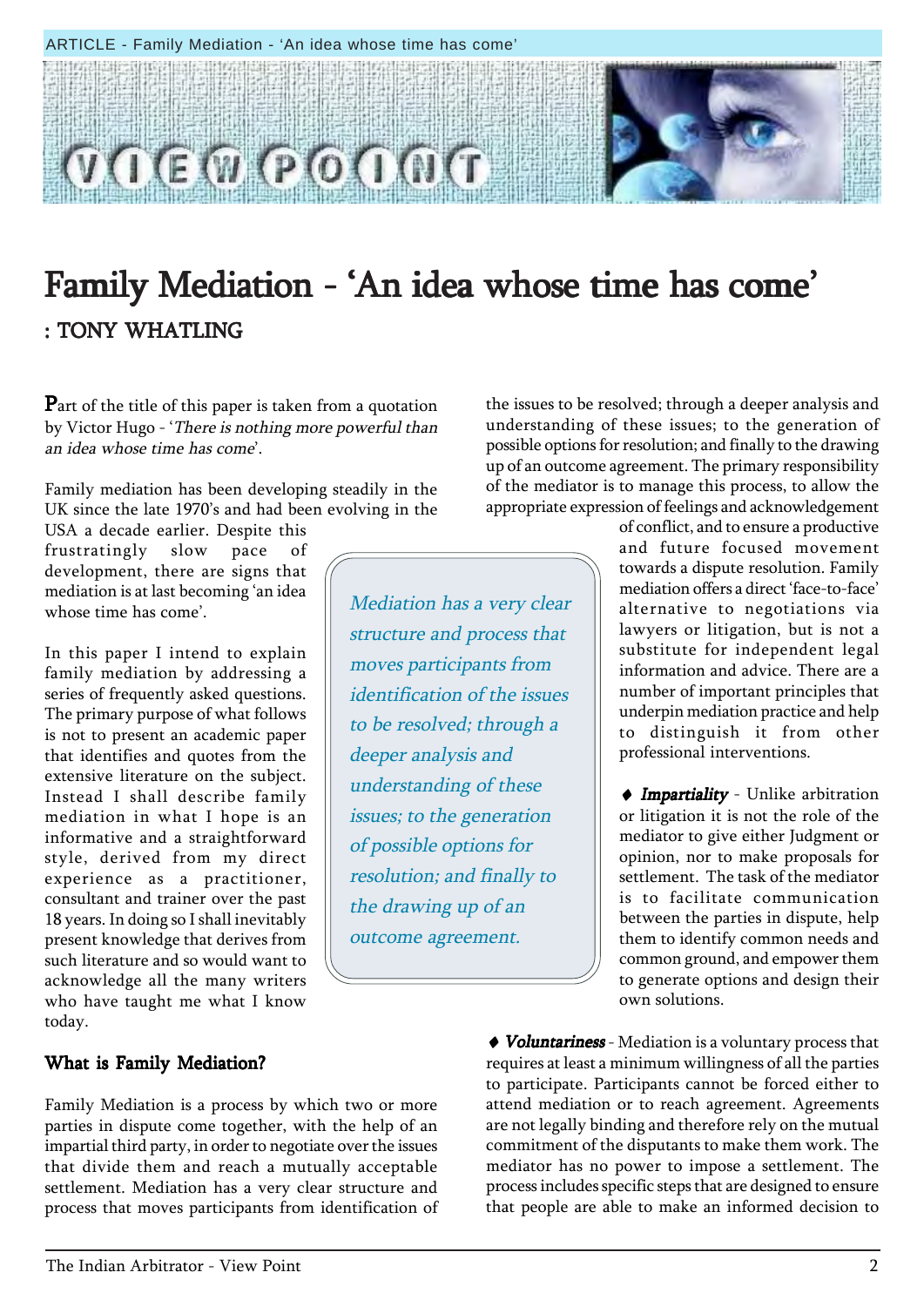# Family Mediation - 'An idea whose time has come'

**: TONY WHATLING**

Part of the title of this paper is taken from a quotation by Victor Hugo - '*There is nothing more powerful than an idea whose time has come*'.

Family mediation has been developing steadily in the UK since the late 1970's and had been evolving in the USA a decade earlier. Despite this frustratingly slow pace of development, there are signs that mediation is at last becoming 'an idea whose time has come'.

In this paper I intend to explain family mediation by addressing a series of frequently asked questions. The primary purpose of what follows is not to present an academic paper that identifies and quotes from the extensive literature on the subject. Instead I shall describe family mediation in what I hope is an informative and a straightforward style, derived from my direct experience as a practitioner, consultant and trainer over the past 18 years. In doing so I shall inevitably present knowledge that derives from such literature and so would want to acknowledge all the many writers who have taught me what I know today.

## What is Family Mediation?

Family Mediation is a process by which two or more parties in dispute come together, with the help of an impartial third party, in order to negotiate over the issues that divide them and reach a mutually acceptable settlement. Mediation has a very clear structure and process that moves participants from identification of the issues to be resolved; through a deeper analysis and understanding of these issues; to the generation of possible options for resolution; and finally to the drawing up of an outcome agreement. The primary responsibility of the mediator is to manage this process, to allow the appropriate expression of feelings and acknowledgement of conflict, and to ensure a productive and future focused movement towards a dispute resolution. Family mediation offers a direct 'face-to-face' alternative to negotiations via lawyers or litigation, but is not a substitute for independent legal information and advice. There are a number of important principles that underpin mediation practice and help to distinguish it from other professional interventions.

> *Mediation has a very clear structure and process that moves participants from identification of the issues to be resolved; through a deeper analysis and understanding of these issues; to the generation of possible options for resolution; and finally to the drawing up of an outcome agreement.*

♦ ***Impartiality*** - Unlike arbitration or litigation it is not the role of the mediator to give either Judgment or opinion, nor to make proposals for settlement. The task of the mediator is to facilitate communication between the parties in dispute, help them to identify common needs and common ground, and empower them to generate options and design their own solutions.

♦ ***Voluntariness*** - Mediation is a voluntary process that requires at least a minimum willingness of all the parties to participate. Participants cannot be forced either to attend mediation or to reach agreement. Agreements are not legally binding and therefore rely on the mutual commitment of the disputants to make them work. The mediator has no power to impose a settlement. The process includes specific steps that are designed to ensure that people are able to make an informed decision to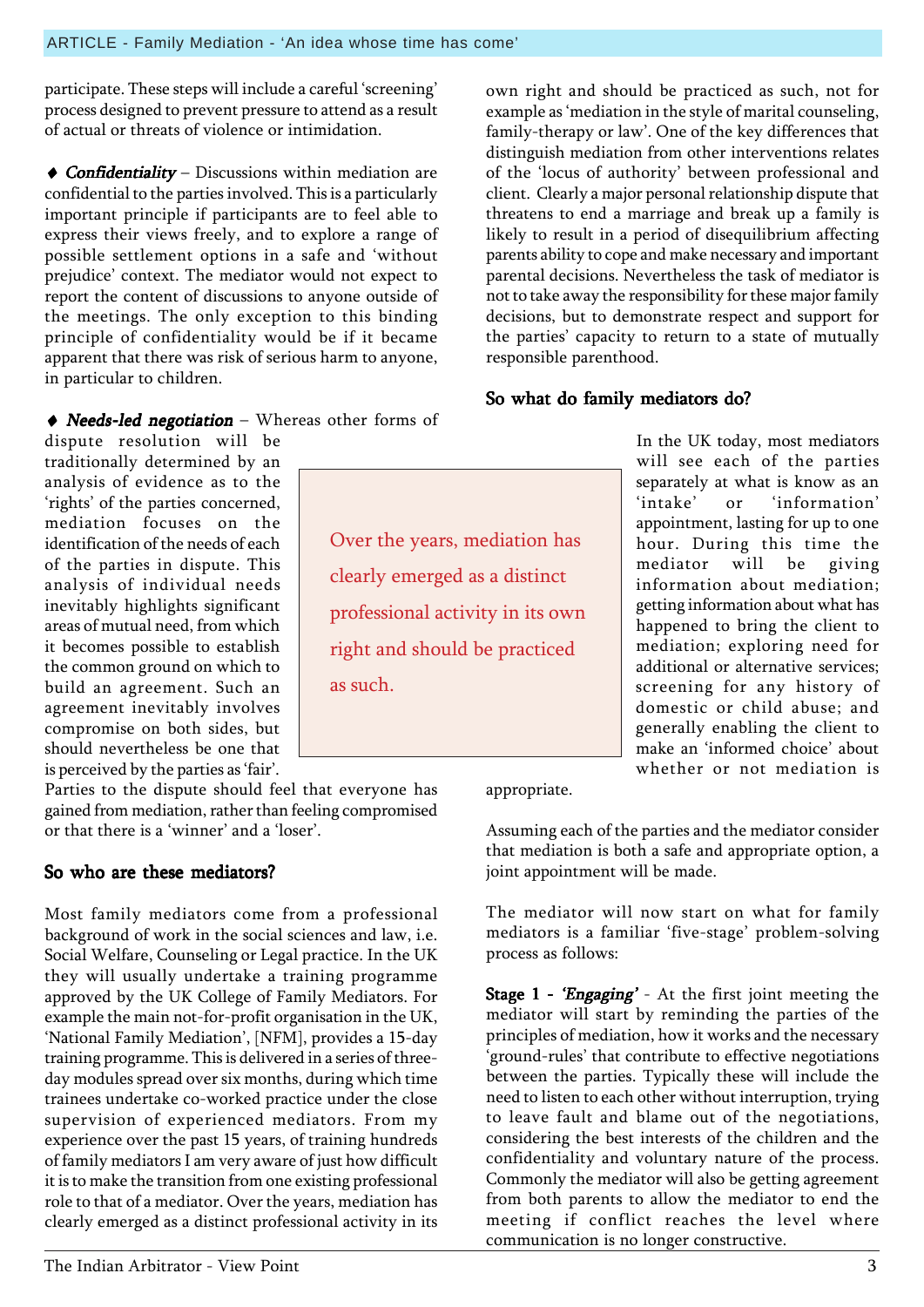participate. These steps will include a careful 'screening' process designed to prevent pressure to attend as a result of actual or threats of violence or intimidation.

♦ ***Confidentiality*** – Discussions within mediation are confidential to the parties involved. This is a particularly important principle if participants are to feel able to express their views freely, and to explore a range of possible settlement options in a safe and 'without prejudice' context. The mediator would not expect to report the content of discussions to anyone outside of the meetings. The only exception to this binding principle of confidentiality would be if it became apparent that there was risk of serious harm to anyone, in particular to children.

♦ ***Needs-led negotiation*** – Whereas other forms of dispute resolution will be traditionally determined by an analysis of evidence as to the 'rights' of the parties concerned, mediation focuses on the identification of the needs of each of the parties in dispute. This analysis of individual needs inevitably highlights significant areas of mutual need, from which it becomes possible to establish the common ground on which to build an agreement. Such an agreement inevitably involves compromise on both sides, but should nevertheless be one that is perceived by the parties as 'fair'. Parties to the dispute should feel that everyone has gained from mediation, rather than feeling compromised or that there is a 'winner' and a 'loser'.

> Over the years, mediation has clearly emerged as a distinct professional activity in its own right and should be practiced as such.

## So who are these mediators?

Most family mediators come from a professional background of work in the social sciences and law, i.e. Social Welfare, Counseling or Legal practice. In the UK they will usually undertake a training programme approved by the UK College of Family Mediators. For example the main not-for-profit organisation in the UK, 'National Family Mediation', [NFM], provides a 15-day training programme. This is delivered in a series of three-day modules spread over six months, during which time trainees undertake co-worked practice under the close supervision of experienced mediators. From my experience over the past 15 years, of training hundreds of family mediators I am very aware of just how difficult it is to make the transition from one existing professional role to that of a mediator. Over the years, mediation has clearly emerged as a distinct professional activity in its own right and should be practiced as such, not for example as 'mediation in the style of marital counseling, family-therapy or law'. One of the key differences that distinguish mediation from other interventions relates of the 'locus of authority' between professional and client. Clearly a major personal relationship dispute that threatens to end a marriage and break up a family is likely to result in a period of disequilibrium affecting parents ability to cope and make necessary and important parental decisions. Nevertheless the task of mediator is not to take away the responsibility for these major family decisions, but to demonstrate respect and support for the parties' capacity to return to a state of mutually responsible parenthood.

## So what do family mediators do?

In the UK today, most mediators will see each of the parties separately at what is know as an 'intake' or 'information' appointment, lasting for up to one hour. During this time the mediator will be giving information about mediation; getting information about what has happened to bring the client to mediation; exploring need for additional or alternative services; screening for any history of domestic or child abuse; and generally enabling the client to make an 'informed choice' about whether or not mediation is appropriate.

Assuming each of the parties and the mediator consider that mediation is both a safe and appropriate option, a joint appointment will be made.

The mediator will now start on what for family mediators is a familiar 'five-stage' problem-solving process as follows:

**Stage 1 - *'Engaging'*** - At the first joint meeting the mediator will start by reminding the parties of the principles of mediation, how it works and the necessary 'ground-rules' that contribute to effective negotiations between the parties. Typically these will include the need to listen to each other without interruption, trying to leave fault and blame out of the negotiations, considering the best interests of the children and the confidentiality and voluntary nature of the process. Commonly the mediator will also be getting agreement from both parents to allow the mediator to end the meeting if conflict reaches the level where communication is no longer constructive.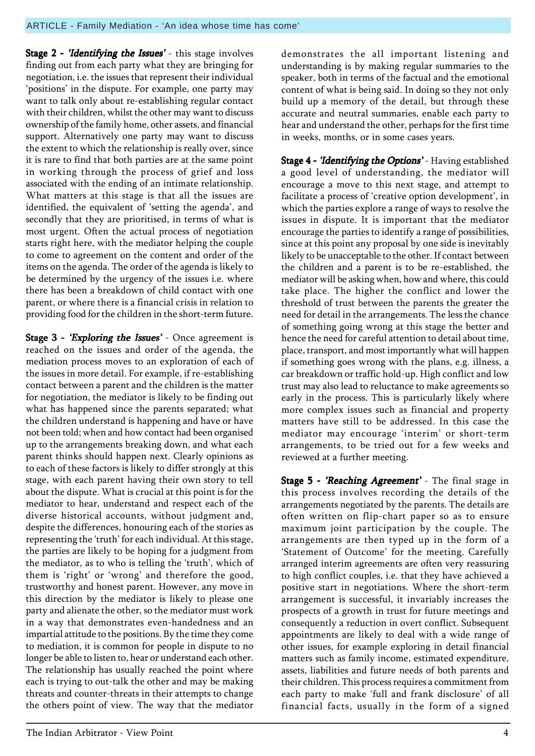**Stage 2 - *'Identifying the Issues'*** - this stage involves finding out from each party what they are bringing for negotiation, i.e. the issues that represent their individual 'positions' in the dispute. For example, one party may want to talk only about re-establishing regular contact with their children, whilst the other may want to discuss ownership of the family home, other assets, and financial support. Alternatively one party may want to discuss the extent to which the relationship is really over, since it is rare to find that both parties are at the same point in working through the process of grief and loss associated with the ending of an intimate relationship. What matters at this stage is that all the issues are identified, the equivalent of 'setting the agenda', and secondly that they are prioritised, in terms of what is most urgent. Often the actual process of negotiation starts right here, with the mediator helping the couple to come to agreement on the content and order of the items on the agenda. The order of the agenda is likely to be determined by the urgency of the issues i.e. where there has been a breakdown of child contact with one parent, or where there is a financial crisis in relation to providing food for the children in the short-term future.

**Stage 3 - *'Exploring the Issues'*** - Once agreement is reached on the issues and order of the agenda, the mediation process moves to an exploration of each of the issues in more detail. For example, if re-establishing contact between a parent and the children is the matter for negotiation, the mediator is likely to be finding out what has happened since the parents separated; what the children understand is happening and have or have not been told; when and how contact had been organised up to the arrangements breaking down, and what each parent thinks should happen next. Clearly opinions as to each of these factors is likely to differ strongly at this stage, with each parent having their own story to tell about the dispute. What is crucial at this point is for the mediator to hear, understand and respect each of the diverse historical accounts, without judgment and, despite the differences, honouring each of the stories as representing the 'truth' for each individual. At this stage, the parties are likely to be hoping for a judgment from the mediator, as to who is telling the 'truth', which of them is 'right' or 'wrong' and therefore the good, trustworthy and honest parent. However, any move in this direction by the mediator is likely to please one party and alienate the other, so the mediator must work in a way that demonstrates even-handedness and an impartial attitude to the positions. By the time they come to mediation, it is common for people in dispute to no longer be able to listen to, hear or understand each other. The relationship has usually reached the point where each is trying to out-talk the other and may be making threats and counter-threats in their attempts to change the others point of view. The way that the mediator demonstrates the all important listening and understanding is by making regular summaries to the speaker, both in terms of the factual and the emotional content of what is being said. In doing so they not only build up a memory of the detail, but through these accurate and neutral summaries, enable each party to hear and understand the other, perhaps for the first time in weeks, months, or in some cases years.

**Stage 4 - *'Identifying the Options'*** - Having established a good level of understanding, the mediator will encourage a move to this next stage, and attempt to facilitate a process of 'creative option development', in which the parties explore a range of ways to resolve the issues in dispute. It is important that the mediator encourage the parties to identify a range of possibilities, since at this point any proposal by one side is inevitably likely to be unacceptable to the other. If contact between the children and a parent is to be re-established, the mediator will be asking when, how and where, this could take place. The higher the conflict and lower the threshold of trust between the parents the greater the need for detail in the arrangements. The less the chance of something going wrong at this stage the better and hence the need for careful attention to detail about time, place, transport, and most importantly what will happen if something goes wrong with the plans, e.g. illness, a car breakdown or traffic hold-up. High conflict and low trust may also lead to reluctance to make agreements so early in the process. This is particularly likely where more complex issues such as financial and property matters have still to be addressed. In this case the mediator may encourage 'interim' or short-term arrangements, to be tried out for a few weeks and reviewed at a further meeting.

**Stage 5 - *'Reaching Agreement'*** - The final stage in this process involves recording the details of the arrangements negotiated by the parents. The details are often written on flip-chart paper so as to ensure maximum joint participation by the couple. The arrangements are then typed up in the form of a 'Statement of Outcome' for the meeting. Carefully arranged interim agreements are often very reassuring to high conflict couples, i.e. that they have achieved a positive start in negotiations. Where the short-term arrangement is successful, it invariably increases the prospects of a growth in trust for future meetings and consequently a reduction in overt conflict. Subsequent appointments are likely to deal with a wide range of other issues, for example exploring in detail financial matters such as family income, estimated expenditure, assets, liabilities and future needs of both parents and their children. This process requires a commitment from each party to make 'full and frank disclosure' of all financial facts, usually in the form of a signed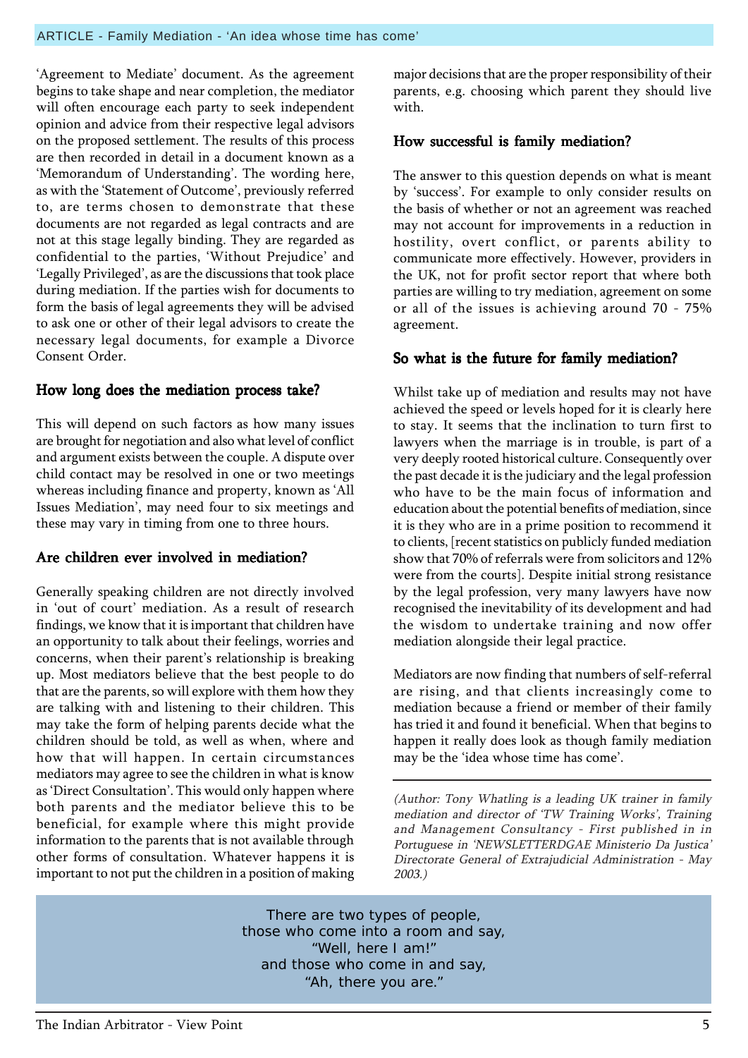'Agreement to Mediate' document. As the agreement begins to take shape and near completion, the mediator will often encourage each party to seek independent opinion and advice from their respective legal advisors on the proposed settlement. The results of this process are then recorded in detail in a document known as a 'Memorandum of Understanding'. The wording here, as with the 'Statement of Outcome', previously referred to, are terms chosen to demonstrate that these documents are not regarded as legal contracts and are not at this stage legally binding. They are regarded as confidential to the parties, 'Without Prejudice' and 'Legally Privileged', as are the discussions that took place during mediation. If the parties wish for documents to form the basis of legal agreements they will be advised to ask one or other of their legal advisors to create the necessary legal documents, for example a Divorce Consent Order.

## How long does the mediation process take?

This will depend on such factors as how many issues are brought for negotiation and also what level of conflict and argument exists between the couple. A dispute over child contact may be resolved in one or two meetings whereas including finance and property, known as 'All Issues Mediation', may need four to six meetings and these may vary in timing from one to three hours.

## Are children ever involved in mediation?

Generally speaking children are not directly involved in 'out of court' mediation. As a result of research findings, we know that it is important that children have an opportunity to talk about their feelings, worries and concerns, when their parent's relationship is breaking up. Most mediators believe that the best people to do that are the parents, so will explore with them how they are talking with and listening to their children. This may take the form of helping parents decide what the children should be told, as well as when, where and how that will happen. In certain circumstances mediators may agree to see the children in what is know as 'Direct Consultation'. This would only happen where both parents and the mediator believe this to be beneficial, for example where this might provide information to the parents that is not available through other forms of consultation. Whatever happens it is important to not put the children in a position of making major decisions that are the proper responsibility of their parents, e.g. choosing which parent they should live with.

## How successful is family mediation?

The answer to this question depends on what is meant by 'success'. For example to only consider results on the basis of whether or not an agreement was reached may not account for improvements in a reduction in hostility, overt conflict, or parents ability to communicate more effectively. However, providers in the UK, not for profit sector report that where both parties are willing to try mediation, agreement on some or all of the issues is achieving around 70 - 75% agreement.

## So what is the future for family mediation?

Whilst take up of mediation and results may not have achieved the speed or levels hoped for it is clearly here to stay. It seems that the inclination to turn first to lawyers when the marriage is in trouble, is part of a very deeply rooted historical culture. Consequently over the past decade it is the judiciary and the legal profession who have to be the main focus of information and education about the potential benefits of mediation, since it is they who are in a prime position to recommend it to clients, [recent statistics on publicly funded mediation show that 70% of referrals were from solicitors and 12% were from the courts]. Despite initial strong resistance by the legal profession, very many lawyers have now recognised the inevitability of its development and had the wisdom to undertake training and now offer mediation alongside their legal practice.

Mediators are now finding that numbers of self-referral are rising, and that clients increasingly come to mediation because a friend or member of their family has tried it and found it beneficial. When that begins to happen it really does look as though family mediation may be the 'idea whose time has come'.

---

*(Author: Tony Whatling is a leading UK trainer in family mediation and director of 'TW Training Works', Training and Management Consultancy - First published in in Portuguese in 'NEWSLETTERDGAE Ministerio Da Justica' Directorate General of Extrajudicial Administration - May 2003.)*

> There are two types of people,
> those who come into a room and say,
> "Well, here I am!"
> and those who come in and say,
> "Ah, there you are."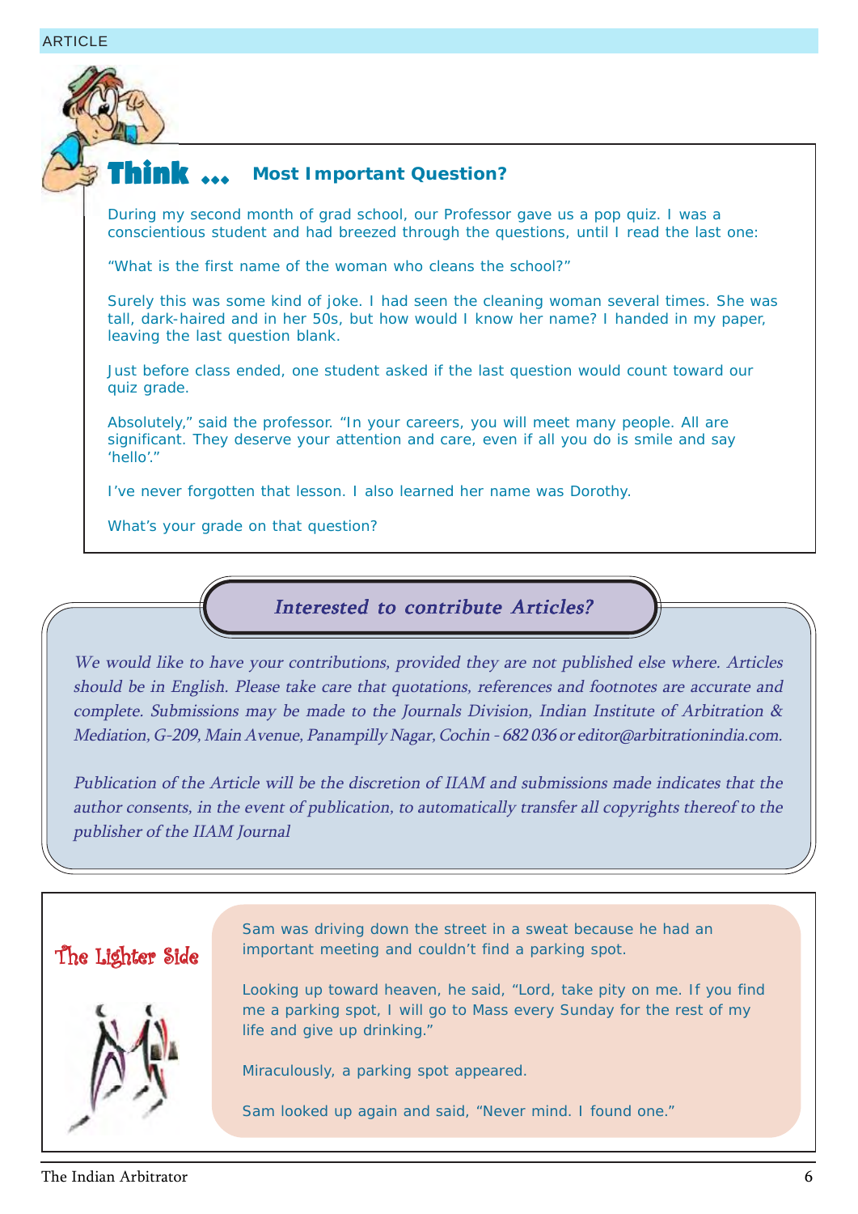## Think ... Most Important Question?

During my second month of grad school, our Professor gave us a pop quiz. I was a conscientious student and had breezed through the questions, until I read the last one:

"What is the first name of the woman who cleans the school?"

Surely this was some kind of joke. I had seen the cleaning woman several times. She was tall, dark-haired and in her 50s, but how would I know her name? I handed in my paper, leaving the last question blank.

Just before class ended, one student asked if the last question would count toward our quiz grade.

Absolutely," said the professor. "In your careers, you will meet many people. All are significant. They deserve your attention and care, even if all you do is smile and say 'hello'."

I've never forgotten that lesson. I also learned her name was Dorothy.

What's your grade on that question?

## *Interested to contribute Articles?*

*We would like to have your contributions, provided they are not published else where. Articles should be in English. Please take care that quotations, references and footnotes are accurate and complete. Submissions may be made to the Journals Division, Indian Institute of Arbitration & Mediation, G-209, Main Avenue, Panampilly Nagar, Cochin - 682 036 or editor@arbitrationindia.com.*

*Publication of the Article will be the discretion of IIAM and submissions made indicates that the author consents, in the event of publication, to automatically transfer all copyrights thereof to the publisher of the IIAM Journal*

## The Lighter Side

Sam was driving down the street in a sweat because he had an important meeting and couldn't find a parking spot.

Looking up toward heaven, he said, "Lord, take pity on me. If you find me a parking spot, I will go to Mass every Sunday for the rest of my life and give up drinking."

Miraculously, a parking spot appeared.

Sam looked up again and said, "Never mind. I found one."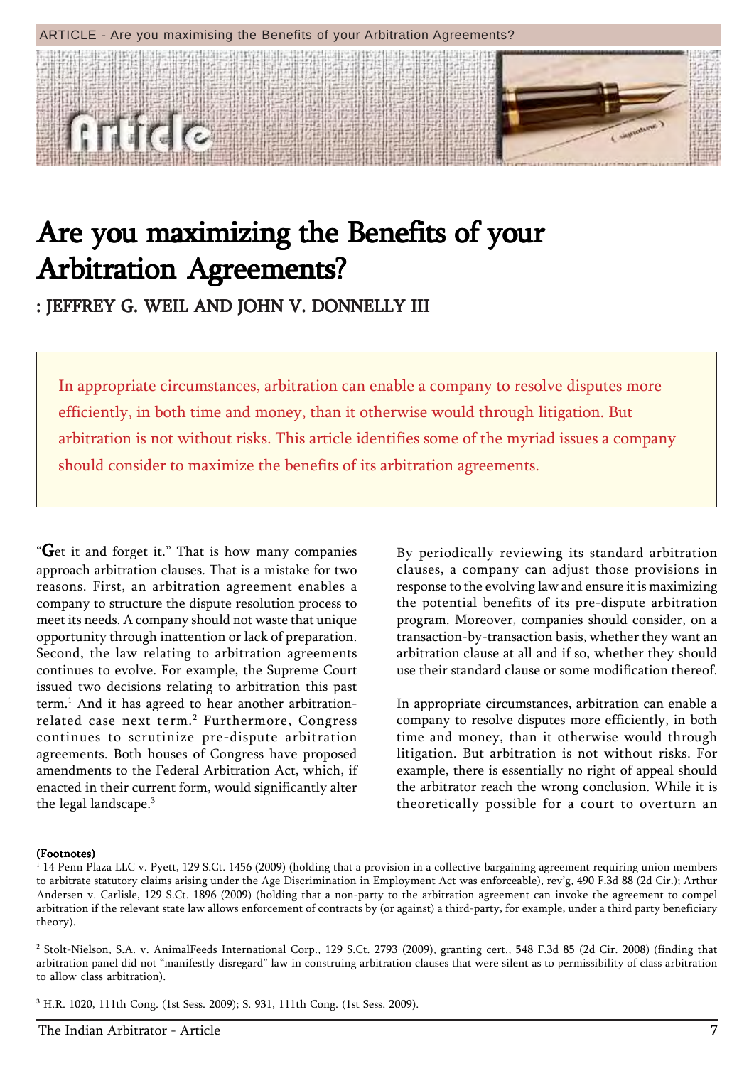# Are you maximizing the Benefits of your Arbitration Agreements?

**: JEFFREY G. WEIL AND JOHN V. DONNELLY III**

> In appropriate circumstances, arbitration can enable a company to resolve disputes more efficiently, in both time and money, than it otherwise would through litigation. But arbitration is not without risks. This article identifies some of the myriad issues a company should consider to maximize the benefits of its arbitration agreements.

"Get it and forget it." That is how many companies approach arbitration clauses. That is a mistake for two reasons. First, an arbitration agreement enables a company to structure the dispute resolution process to meet its needs. A company should not waste that unique opportunity through inattention or lack of preparation. Second, the law relating to arbitration agreements continues to evolve. For example, the Supreme Court issued two decisions relating to arbitration this past term.[1] And it has agreed to hear another arbitration-related case next term.[2] Furthermore, Congress continues to scrutinize pre-dispute arbitration agreements. Both houses of Congress have proposed amendments to the Federal Arbitration Act, which, if enacted in their current form, would significantly alter the legal landscape.[3]

By periodically reviewing its standard arbitration clauses, a company can adjust those provisions in response to the evolving law and ensure it is maximizing the potential benefits of its pre-dispute arbitration program. Moreover, companies should consider, on a transaction-by-transaction basis, whether they want an arbitration clause at all and if so, whether they should use their standard clause or some modification thereof.

In appropriate circumstances, arbitration can enable a company to resolve disputes more efficiently, in both time and money, than it otherwise would through litigation. But arbitration is not without risks. For example, there is essentially no right of appeal should the arbitrator reach the wrong conclusion. While it is theoretically possible for a court to overturn an

---

**(Footnotes)**

[1] 14 Penn Plaza LLC v. Pyett, 129 S.Ct. 1456 (2009) (holding that a provision in a collective bargaining agreement requiring union members to arbitrate statutory claims arising under the Age Discrimination in Employment Act was enforceable), rev'g, 490 F.3d 88 (2d Cir.); Arthur Andersen v. Carlisle, 129 S.Ct. 1896 (2009) (holding that a non-party to the arbitration agreement can invoke the agreement to compel arbitration if the relevant state law allows enforcement of contracts by (or against) a third-party, for example, under a third party beneficiary theory).

[2] Stolt-Nielson, S.A. v. AnimalFeeds International Corp., 129 S.Ct. 2793 (2009), granting cert., 548 F.3d 85 (2d Cir. 2008) (finding that arbitration panel did not "manifestly disregard" law in construing arbitration clauses that were silent as to permissibility of class arbitration to allow class arbitration).

[3] H.R. 1020, 111th Cong. (1st Sess. 2009); S. 931, 111th Cong. (1st Sess. 2009).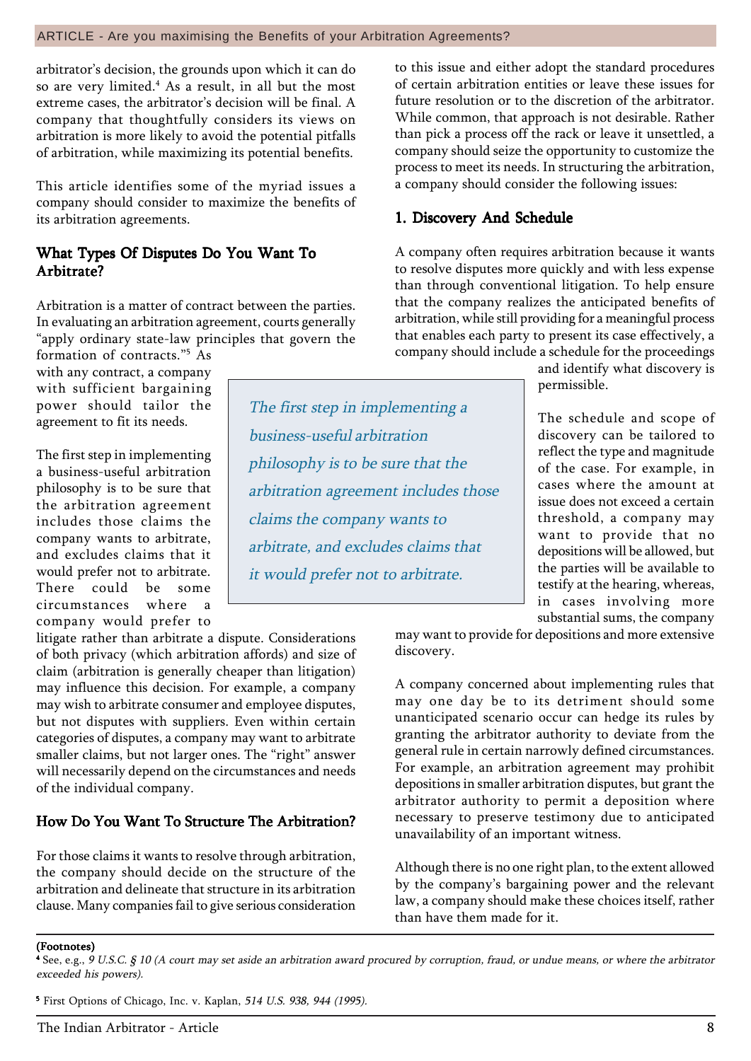arbitrator's decision, the grounds upon which it can do so are very limited.[4] As a result, in all but the most extreme cases, the arbitrator's decision will be final. A company that thoughtfully considers its views on arbitration is more likely to avoid the potential pitfalls of arbitration, while maximizing its potential benefits.

This article identifies some of the myriad issues a company should consider to maximize the benefits of its arbitration agreements.

## What Types Of Disputes Do You Want To Arbitrate?

Arbitration is a matter of contract between the parties. In evaluating an arbitration agreement, courts generally "apply ordinary state-law principles that govern the formation of contracts."[5] As with any contract, a company with sufficient bargaining power should tailor the agreement to fit its needs.

The first step in implementing a business-useful arbitration philosophy is to be sure that the arbitration agreement includes those claims the company wants to arbitrate, and excludes claims that it would prefer not to arbitrate. There could be some circumstances where a company would prefer to litigate rather than arbitrate a dispute. Considerations of both privacy (which arbitration affords) and size of claim (arbitration is generally cheaper than litigation) may influence this decision. For example, a company may wish to arbitrate consumer and employee disputes, but not disputes with suppliers. Even within certain categories of disputes, a company may want to arbitrate smaller claims, but not larger ones. The "right" answer will necessarily depend on the circumstances and needs of the individual company.

> *The first step in implementing a business-useful arbitration philosophy is to be sure that the arbitration agreement includes those claims the company wants to arbitrate, and excludes claims that it would prefer not to arbitrate.*

## How Do You Want To Structure The Arbitration?

For those claims it wants to resolve through arbitration, the company should decide on the structure of the arbitration and delineate that structure in its arbitration clause. Many companies fail to give serious consideration to this issue and either adopt the standard procedures of certain arbitration entities or leave these issues for future resolution or to the discretion of the arbitrator. While common, that approach is not desirable. Rather than pick a process off the rack or leave it unsettled, a company should seize the opportunity to customize the process to meet its needs. In structuring the arbitration, a company should consider the following issues:

### 1. Discovery And Schedule

A company often requires arbitration because it wants to resolve disputes more quickly and with less expense than through conventional litigation. To help ensure that the company realizes the anticipated benefits of arbitration, while still providing for a meaningful process that enables each party to present its case effectively, a company should include a schedule for the proceedings and identify what discovery is permissible.

The schedule and scope of discovery can be tailored to reflect the type and magnitude of the case. For example, in cases where the amount at issue does not exceed a certain threshold, a company may want to provide that no depositions will be allowed, but the parties will be available to testify at the hearing, whereas, in cases involving more substantial sums, the company may want to provide for depositions and more extensive discovery.

A company concerned about implementing rules that may one day be to its detriment should some unanticipated scenario occur can hedge its rules by granting the arbitrator authority to deviate from the general rule in certain narrowly defined circumstances. For example, an arbitration agreement may prohibit depositions in smaller arbitration disputes, but grant the arbitrator authority to permit a deposition where necessary to preserve testimony due to anticipated unavailability of an important witness.

Although there is no one right plan, to the extent allowed by the company's bargaining power and the relevant law, a company should make these choices itself, rather than have them made for it.

---

**(Footnotes)**

[4] See, e.g., *9 U.S.C. § 10 (A court may set aside an arbitration award procured by corruption, fraud, or undue means, or where the arbitrator exceeded his powers).*

[5] First Options of Chicago, Inc. v. Kaplan, *514 U.S. 938, 944 (1995).*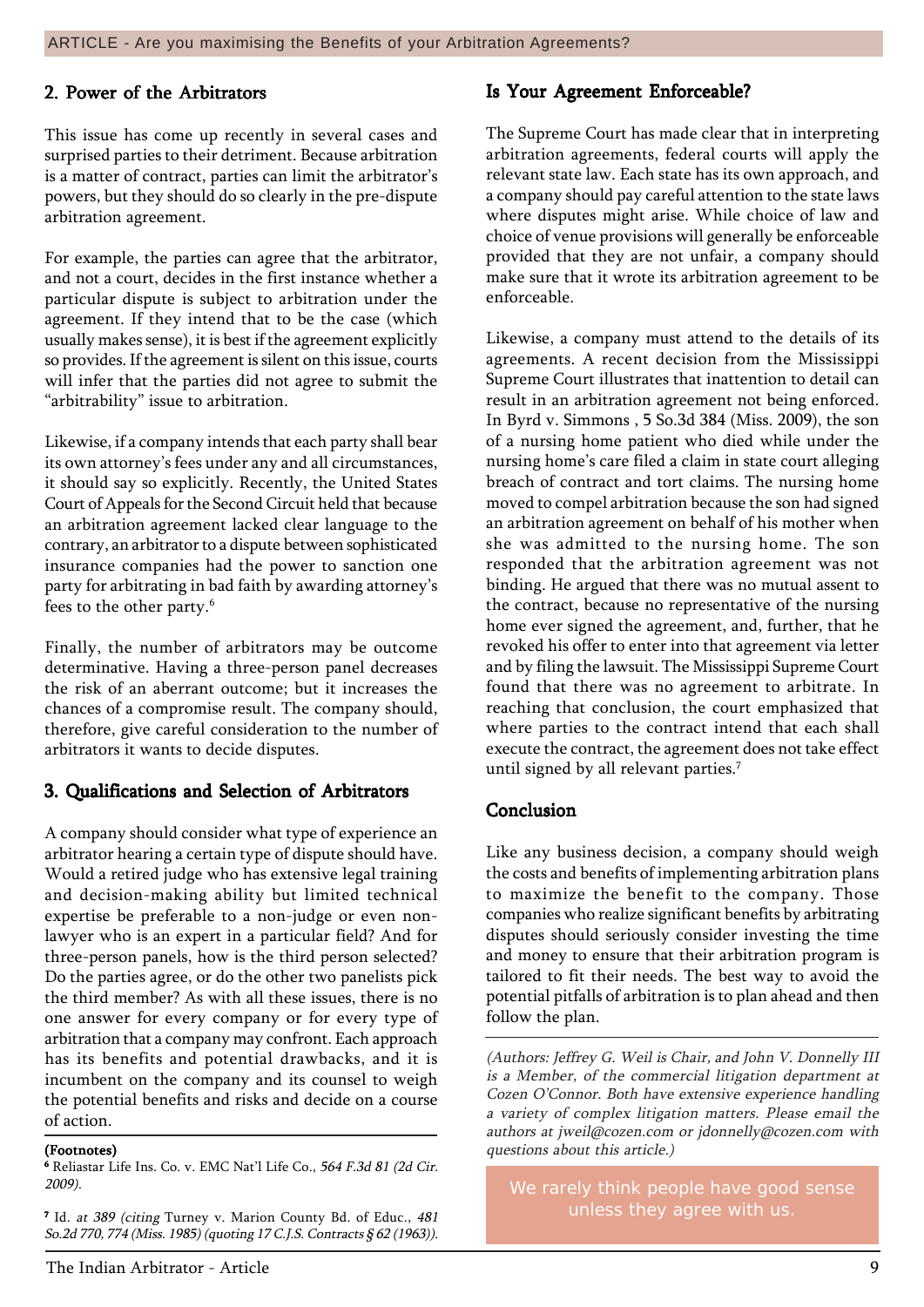## 2. Power of the Arbitrators

This issue has come up recently in several cases and surprised parties to their detriment. Because arbitration is a matter of contract, parties can limit the arbitrator's powers, but they should do so clearly in the pre-dispute arbitration agreement.

For example, the parties can agree that the arbitrator, and not a court, decides in the first instance whether a particular dispute is subject to arbitration under the agreement. If they intend that to be the case (which usually makes sense), it is best if the agreement explicitly so provides. If the agreement is silent on this issue, courts will infer that the parties did not agree to submit the "arbitrability" issue to arbitration.

Likewise, if a company intends that each party shall bear its own attorney's fees under any and all circumstances, it should say so explicitly. Recently, the United States Court of Appeals for the Second Circuit held that because an arbitration agreement lacked clear language to the contrary, an arbitrator to a dispute between sophisticated insurance companies had the power to sanction one party for arbitrating in bad faith by awarding attorney's fees to the other party.[6]

Finally, the number of arbitrators may be outcome determinative. Having a three-person panel decreases the risk of an aberrant outcome; but it increases the chances of a compromise result. The company should, therefore, give careful consideration to the number of arbitrators it wants to decide disputes.

## 3. Qualifications and Selection of Arbitrators

A company should consider what type of experience an arbitrator hearing a certain type of dispute should have. Would a retired judge who has extensive legal training and decision-making ability but limited technical expertise be preferable to a non-judge or even non-lawyer who is an expert in a particular field? And for three-person panels, how is the third person selected? Do the parties agree, or do the other two panelists pick the third member? As with all these issues, there is no one answer for every company or for every type of arbitration that a company may confront. Each approach has its benefits and potential drawbacks, and it is incumbent on the company and its counsel to weigh the potential benefits and risks and decide on a course of action.

## Is Your Agreement Enforceable?

The Supreme Court has made clear that in interpreting arbitration agreements, federal courts will apply the relevant state law. Each state has its own approach, and a company should pay careful attention to the state laws where disputes might arise. While choice of law and choice of venue provisions will generally be enforceable provided that they are not unfair, a company should make sure that it wrote its arbitration agreement to be enforceable.

Likewise, a company must attend to the details of its agreements. A recent decision from the Mississippi Supreme Court illustrates that inattention to detail can result in an arbitration agreement not being enforced. In Byrd v. Simmons , 5 So.3d 384 (Miss. 2009), the son of a nursing home patient who died while under the nursing home's care filed a claim in state court alleging breach of contract and tort claims. The nursing home moved to compel arbitration because the son had signed an arbitration agreement on behalf of his mother when she was admitted to the nursing home. The son responded that the arbitration agreement was not binding. He argued that there was no mutual assent to the contract, because no representative of the nursing home ever signed the agreement, and, further, that he revoked his offer to enter into that agreement via letter and by filing the lawsuit. The Mississippi Supreme Court found that there was no agreement to arbitrate. In reaching that conclusion, the court emphasized that where parties to the contract intend that each shall execute the contract, the agreement does not take effect until signed by all relevant parties.[7]

## Conclusion

Like any business decision, a company should weigh the costs and benefits of implementing arbitration plans to maximize the benefit to the company. Those companies who realize significant benefits by arbitrating disputes should seriously consider investing the time and money to ensure that their arbitration program is tailored to fit their needs. The best way to avoid the potential pitfalls of arbitration is to plan ahead and then follow the plan.

*(Authors: Jeffrey G. Weil is Chair, and John V. Donnelly III is a Member, of the commercial litigation department at Cozen O'Connor. Both have extensive experience handling a variety of complex litigation matters. Please email the authors at jweil@cozen.com or jdonnelly@cozen.com with questions about this article.)*

We rarely think people have good sense unless they agree with us.

**(Footnotes)**

[6] Reliastar Life Ins. Co. v. EMC Nat'l Life Co., *564 F.3d 81 (2d Cir. 2009).*

[7] Id. *at 389 (citing* Turney v. Marion County Bd. of Educ., *481 So.2d 770, 774 (Miss. 1985) (quoting 17 C.J.S. Contracts § 62 (1963)).*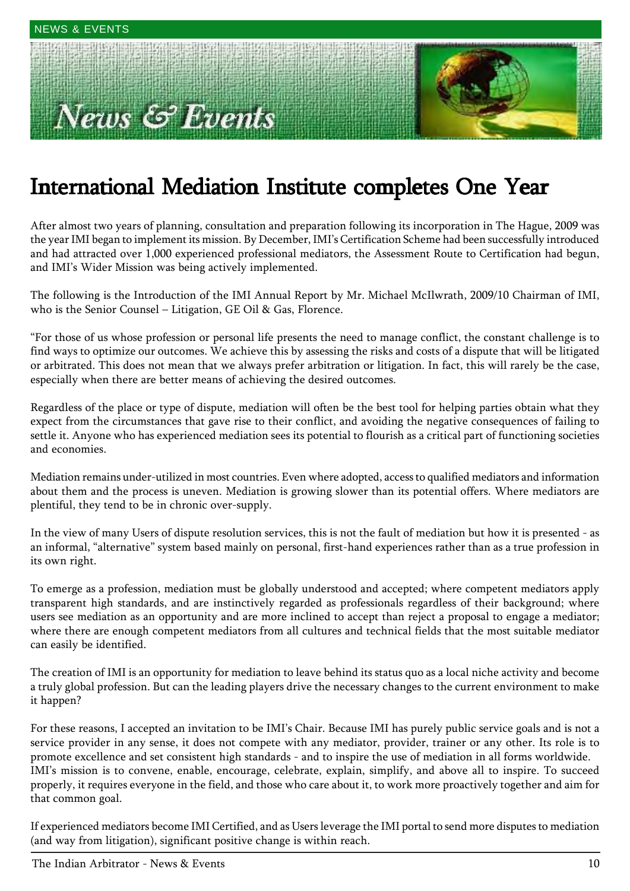# International Mediation Institute completes One Year

After almost two years of planning, consultation and preparation following its incorporation in The Hague, 2009 was the year IMI began to implement its mission. By December, IMI's Certification Scheme had been successfully introduced and had attracted over 1,000 experienced professional mediators, the Assessment Route to Certification had begun, and IMI's Wider Mission was being actively implemented.

The following is the Introduction of the IMI Annual Report by Mr. Michael McIlwrath, 2009/10 Chairman of IMI, who is the Senior Counsel – Litigation, GE Oil & Gas, Florence.

"For those of us whose profession or personal life presents the need to manage conflict, the constant challenge is to find ways to optimize our outcomes. We achieve this by assessing the risks and costs of a dispute that will be litigated or arbitrated. This does not mean that we always prefer arbitration or litigation. In fact, this will rarely be the case, especially when there are better means of achieving the desired outcomes.

Regardless of the place or type of dispute, mediation will often be the best tool for helping parties obtain what they expect from the circumstances that gave rise to their conflict, and avoiding the negative consequences of failing to settle it. Anyone who has experienced mediation sees its potential to flourish as a critical part of functioning societies and economies.

Mediation remains under-utilized in most countries. Even where adopted, access to qualified mediators and information about them and the process is uneven. Mediation is growing slower than its potential offers. Where mediators are plentiful, they tend to be in chronic over-supply.

In the view of many Users of dispute resolution services, this is not the fault of mediation but how it is presented - as an informal, "alternative" system based mainly on personal, first-hand experiences rather than as a true profession in its own right.

To emerge as a profession, mediation must be globally understood and accepted; where competent mediators apply transparent high standards, and are instinctively regarded as professionals regardless of their background; where users see mediation as an opportunity and are more inclined to accept than reject a proposal to engage a mediator; where there are enough competent mediators from all cultures and technical fields that the most suitable mediator can easily be identified.

The creation of IMI is an opportunity for mediation to leave behind its status quo as a local niche activity and become a truly global profession. But can the leading players drive the necessary changes to the current environment to make it happen?

For these reasons, I accepted an invitation to be IMI's Chair. Because IMI has purely public service goals and is not a service provider in any sense, it does not compete with any mediator, provider, trainer or any other. Its role is to promote excellence and set consistent high standards - and to inspire the use of mediation in all forms worldwide.
IMI's mission is to convene, enable, encourage, celebrate, explain, simplify, and above all to inspire. To succeed properly, it requires everyone in the field, and those who care about it, to work more proactively together and aim for that common goal.

If experienced mediators become IMI Certified, and as Users leverage the IMI portal to send more disputes to mediation (and way from litigation), significant positive change is within reach.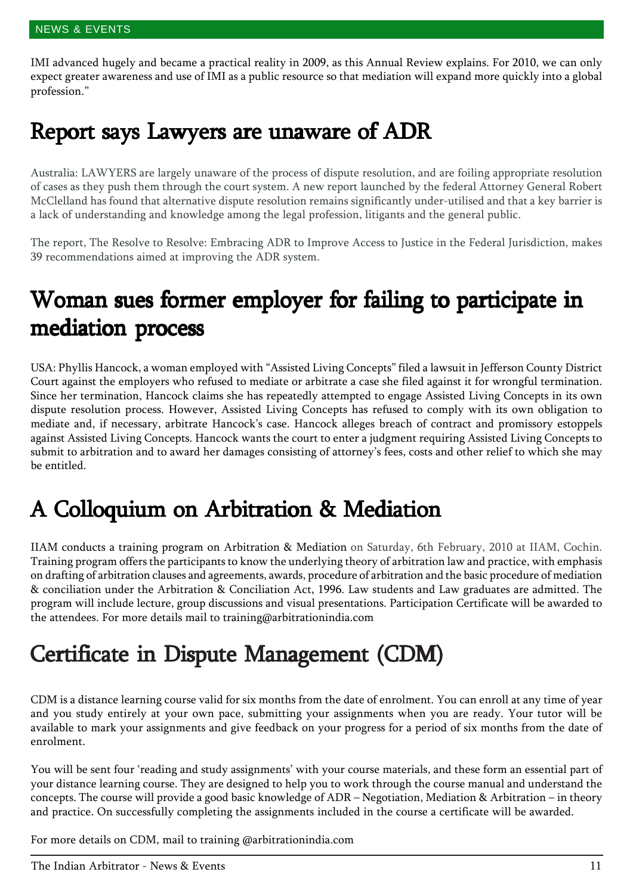IMI advanced hugely and became a practical reality in 2009, as this Annual Review explains. For 2010, we can only expect greater awareness and use of IMI as a public resource so that mediation will expand more quickly into a global profession."

## Report says Lawyers are unaware of ADR

Australia: LAWYERS are largely unaware of the process of dispute resolution, and are foiling appropriate resolution of cases as they push them through the court system. A new report launched by the federal Attorney General Robert McClelland has found that alternative dispute resolution remains significantly under-utilised and that a key barrier is a lack of understanding and knowledge among the legal profession, litigants and the general public.

The report, The Resolve to Resolve: Embracing ADR to Improve Access to Justice in the Federal Jurisdiction, makes 39 recommendations aimed at improving the ADR system.

## Woman sues former employer for failing to participate in mediation process

USA: Phyllis Hancock, a woman employed with "Assisted Living Concepts" filed a lawsuit in Jefferson County District Court against the employers who refused to mediate or arbitrate a case she filed against it for wrongful termination. Since her termination, Hancock claims she has repeatedly attempted to engage Assisted Living Concepts in its own dispute resolution process. However, Assisted Living Concepts has refused to comply with its own obligation to mediate and, if necessary, arbitrate Hancock's case. Hancock alleges breach of contract and promissory estoppels against Assisted Living Concepts. Hancock wants the court to enter a judgment requiring Assisted Living Concepts to submit to arbitration and to award her damages consisting of attorney's fees, costs and other relief to which she may be entitled.

## A Colloquium on Arbitration & Mediation

IIAM conducts a training program on Arbitration & Mediation on Saturday, 6th February, 2010 at IIAM, Cochin. Training program offers the participants to know the underlying theory of arbitration law and practice, with emphasis on drafting of arbitration clauses and agreements, awards, procedure of arbitration and the basic procedure of mediation & conciliation under the Arbitration & Conciliation Act, 1996. Law students and Law graduates are admitted. The program will include lecture, group discussions and visual presentations. Participation Certificate will be awarded to the attendees. For more details mail to training@arbitrationindia.com

## Certificate in Dispute Management (CDM)

CDM is a distance learning course valid for six months from the date of enrolment. You can enroll at any time of year and you study entirely at your own pace, submitting your assignments when you are ready. Your tutor will be available to mark your assignments and give feedback on your progress for a period of six months from the date of enrolment.

You will be sent four 'reading and study assignments' with your course materials, and these form an essential part of your distance learning course. They are designed to help you to work through the course manual and understand the concepts. The course will provide a good basic knowledge of ADR – Negotiation, Mediation & Arbitration – in theory and practice. On successfully completing the assignments included in the course a certificate will be awarded.

For more details on CDM, mail to training @arbitrationindia.com